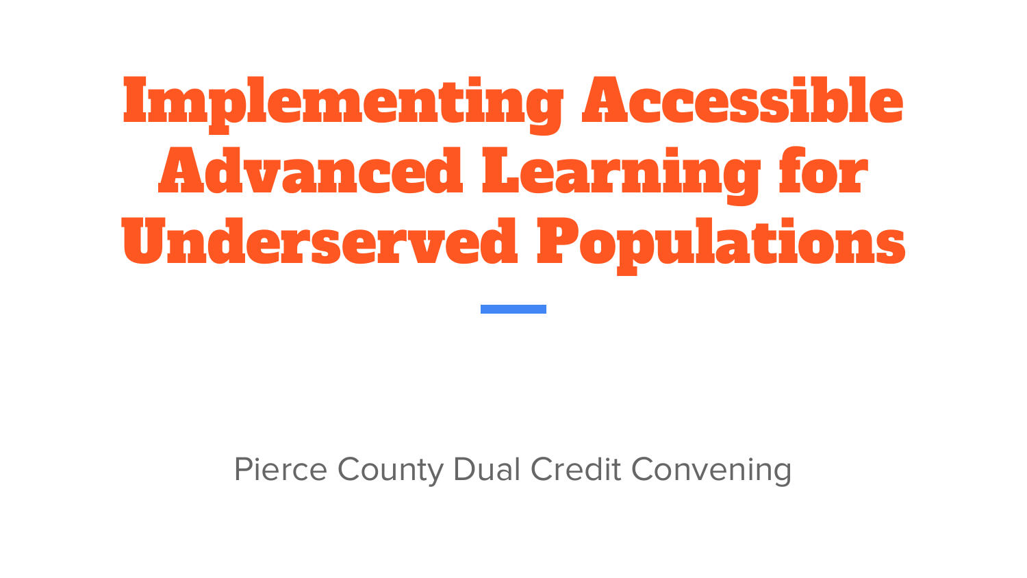# Implementing Accessible Advanced Learning for Underserved Populations

Pierce County Dual Credit Convening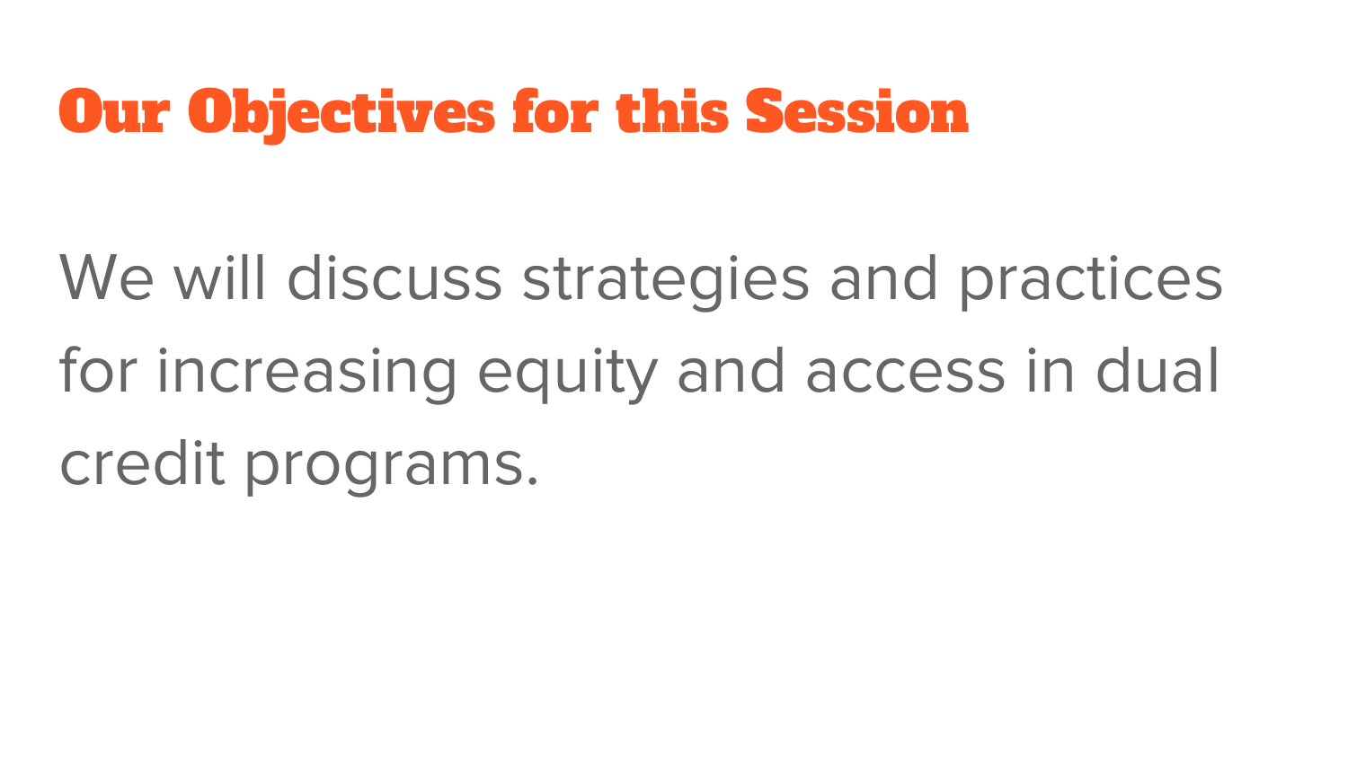# Our Objectives for this Session

We will discuss strategies and practices for increasing equity and access in dual credit programs.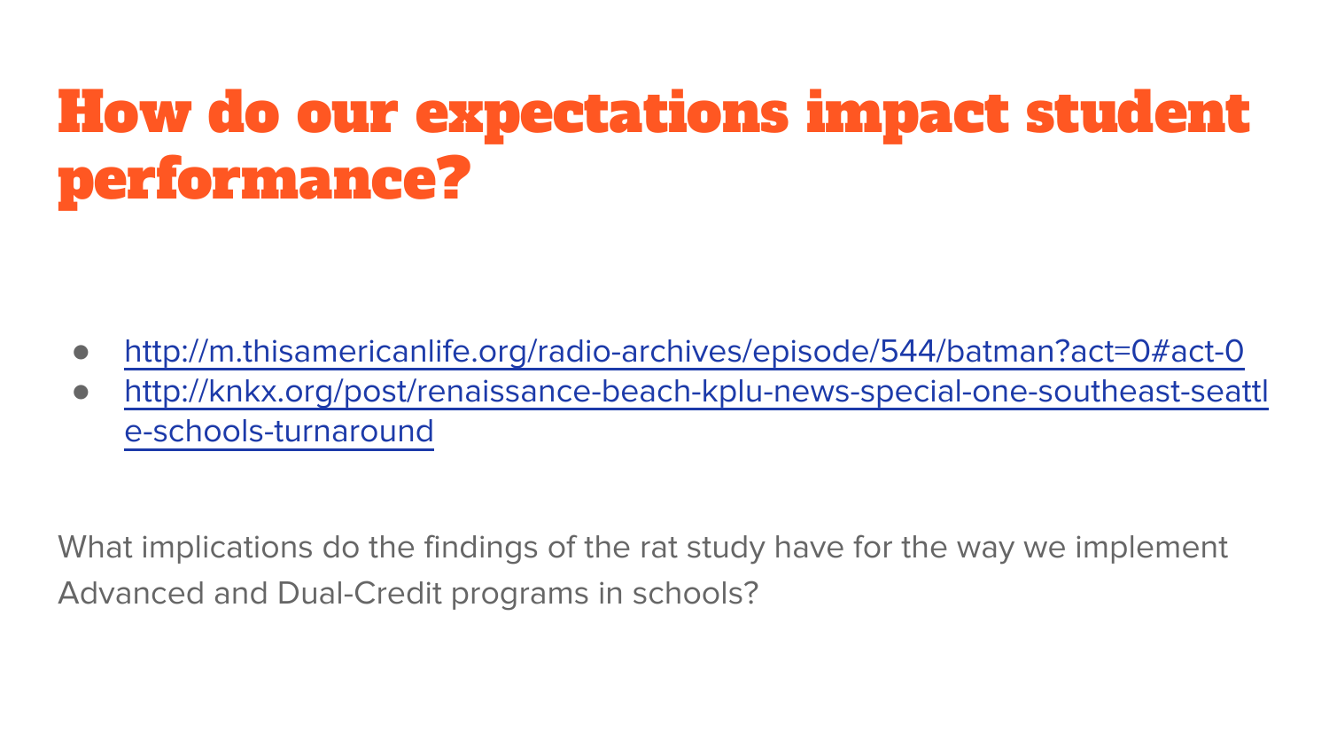# How do our expectations impact student performance?

- http://m.thisamericanlife.org/radio-archives/episode/544/batman?act=0#act-0
- http://knkx.org/post/renaissance-beach-kplu-news-special-one-southeast-seattle-schools-turnaround

What implications do the findings of the rat study have for the way we implement Advanced and Dual-Credit programs in schools?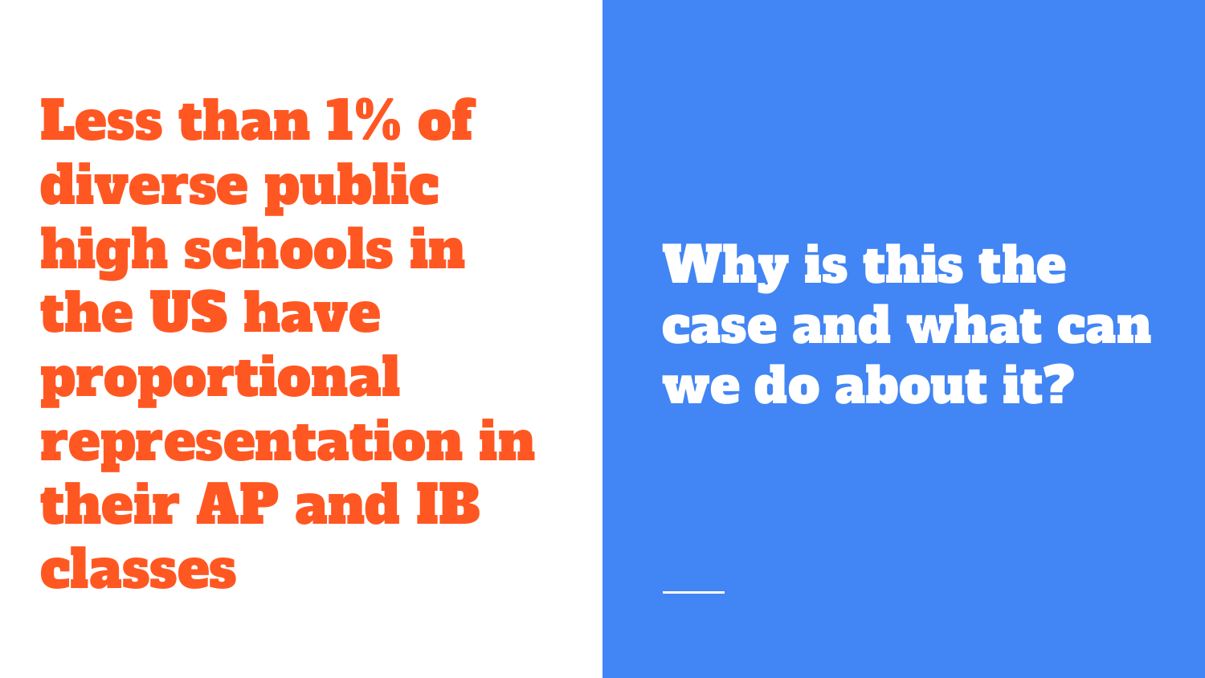# Less than 1% of diverse public high schools in the US have proportional representation in their AP and IB classes

## Why is this the case and what can we do about it?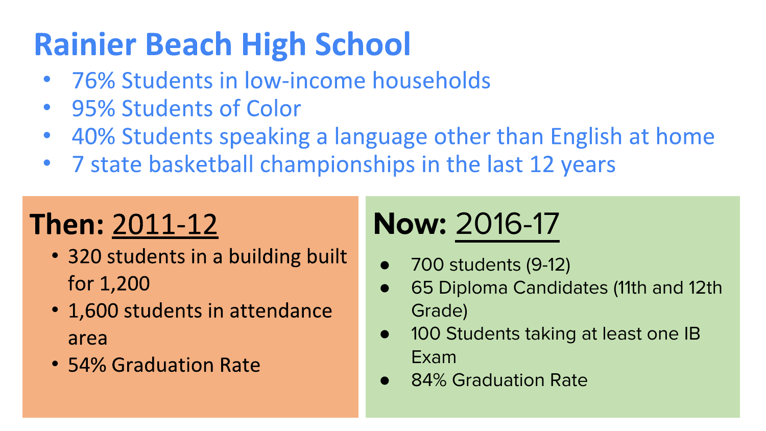# Rainier Beach High School

- 76% Students in low-income households
- 95% Students of Color
- 40% Students speaking a language other than English at home
- 7 state basketball championships in the last 12 years

## Then: 2011-12

- 320 students in a building built for 1,200
- 1,600 students in attendance area
- 54% Graduation Rate

## Now: 2016-17

- 700 students (9-12)
- 65 Diploma Candidates (11th and 12th Grade)
- 100 Students taking at least one IB Exam
- 84% Graduation Rate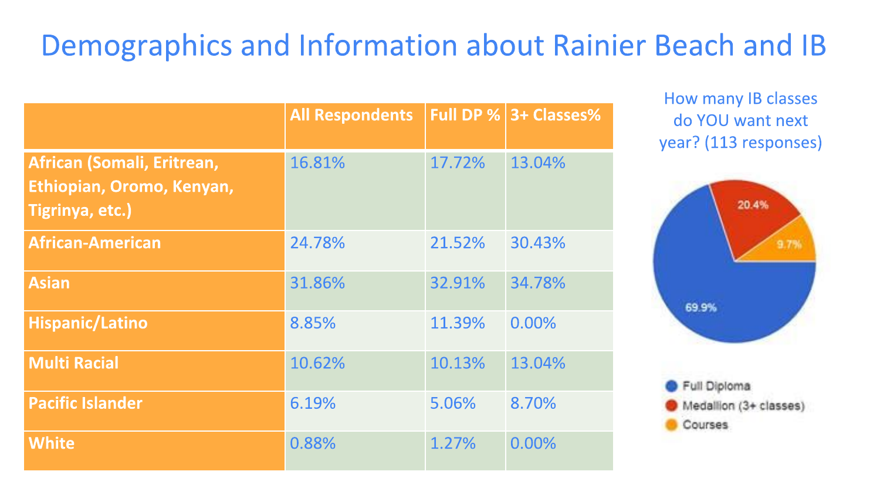# Demographics and Information about Rainier Beach and IB

| | All Respondents | Full DP % | 3+ Classes% |
|---|---|---|---|
| **African (Somali, Eritrean, Ethiopian, Oromo, Kenyan, Tigrinya, etc.)** | 16.81% | 17.72% | 13.04% |
| **African-American** | 24.78% | 21.52% | 30.43% |
| **Asian** | 31.86% | 32.91% | 34.78% |
| **Hispanic/Latino** | 8.85% | 11.39% | 0.00% |
| **Multi Racial** | 10.62% | 10.13% | 13.04% |
| **Pacific Islander** | 6.19% | 5.06% | 8.70% |
| **White** | 0.88% | 1.27% | 0.00% |

How many IB classes do YOU want next year? (113 responses)

69.9%
20.4%
9.7%

Full Diploma
Medallion (3+ classes)
Courses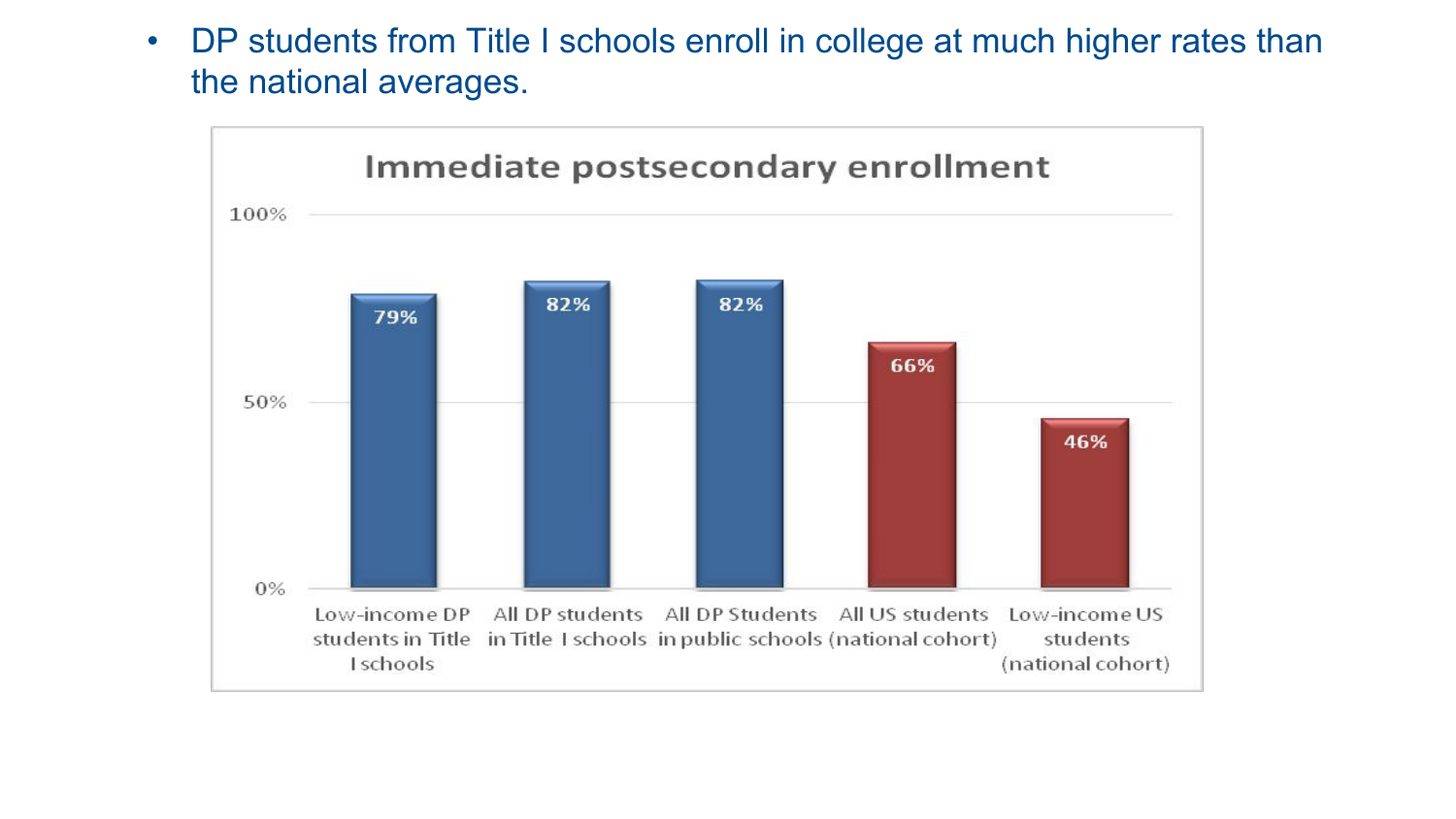- DP students from Title I schools enroll in college at much higher rates than the national averages.

Immediate postsecondary enrollment

100%

50%

0%

79%

82%

82%

66%

46%

Low-income DP students in Title I schools

All DP students in Title I schools

All DP Students in public schools

All US students (national cohort)

Low-income US students (national cohort)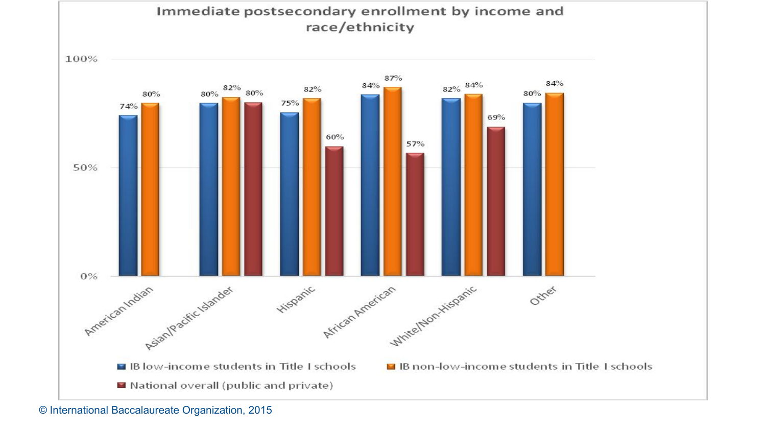Immediate postsecondary enrollment by income and race/ethnicity

100%

50%

0%

American Indian: 74%, 80%

Asian/Pacific Islander: 80%, 82%, 80%

Hispanic: 75%, 82%, 60%

African American: 84%, 87%, 57%

White/Non-Hispanic: 82%, 84%, 69%

Other: 80%, 84%

IB low-income students in Title I schools

IB non-low-income students in Title I schools

National overall (public and private)

© International Baccalaureate Organization, 2015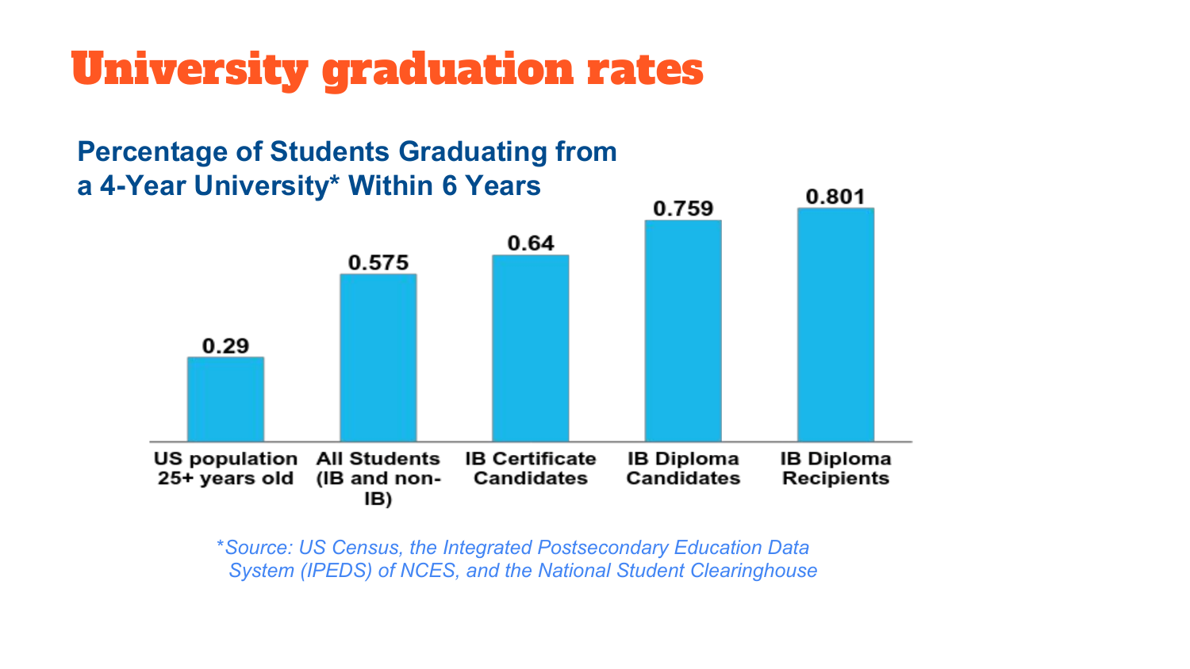# University graduation rates

**Percentage of Students Graduating from a 4-Year University* Within 6 Years**

0.29
0.575
0.64
0.759
0.801

US population 25+ years old
All Students (IB and non-IB)
IB Certificate Candidates
IB Diploma Candidates
IB Diploma Recipients

*\*Source: US Census, the Integrated Postsecondary Education Data System (IPEDS) of NCES, and the National Student Clearinghouse*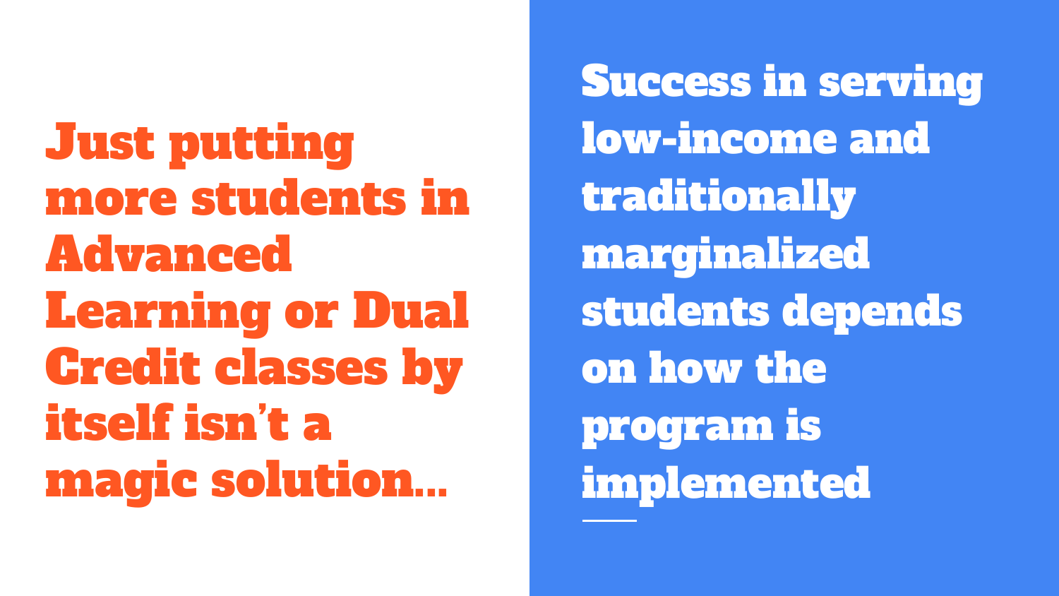Just putting more students in Advanced Learning or Dual Credit classes by itself isn't a magic solution…

Success in serving low-income and traditionally marginalized students depends on how the program is implemented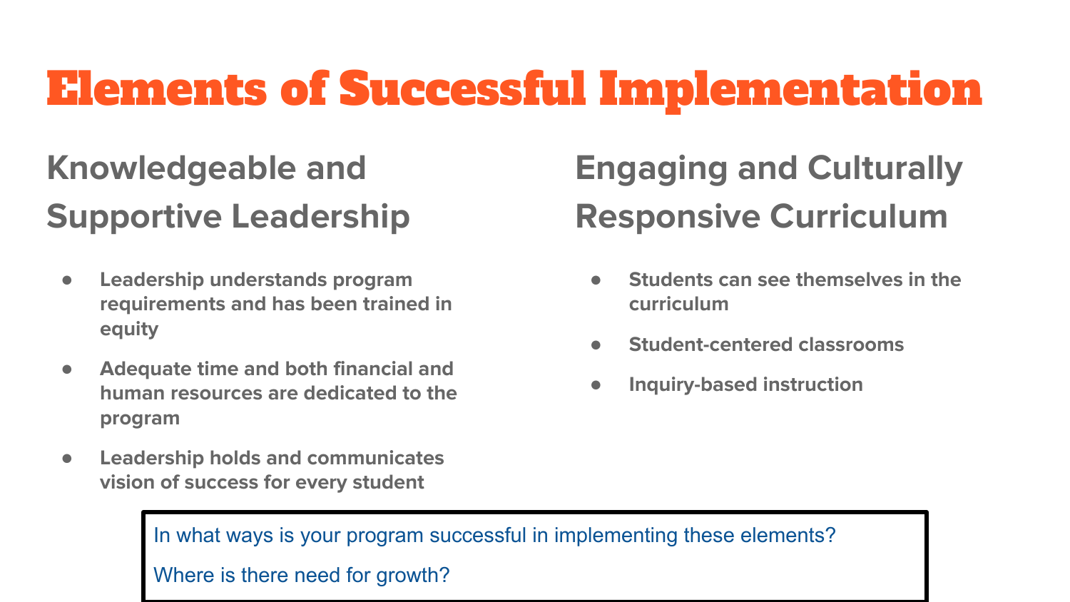# Elements of Successful Implementation

## Knowledgeable and Supportive Leadership

- Leadership understands program requirements and has been trained in equity
- Adequate time and both financial and human resources are dedicated to the program
- Leadership holds and communicates vision of success for every student

## Engaging and Culturally Responsive Curriculum

- Students can see themselves in the curriculum
- Student-centered classrooms
- Inquiry-based instruction

In what ways is your program successful in implementing these elements?

Where is there need for growth?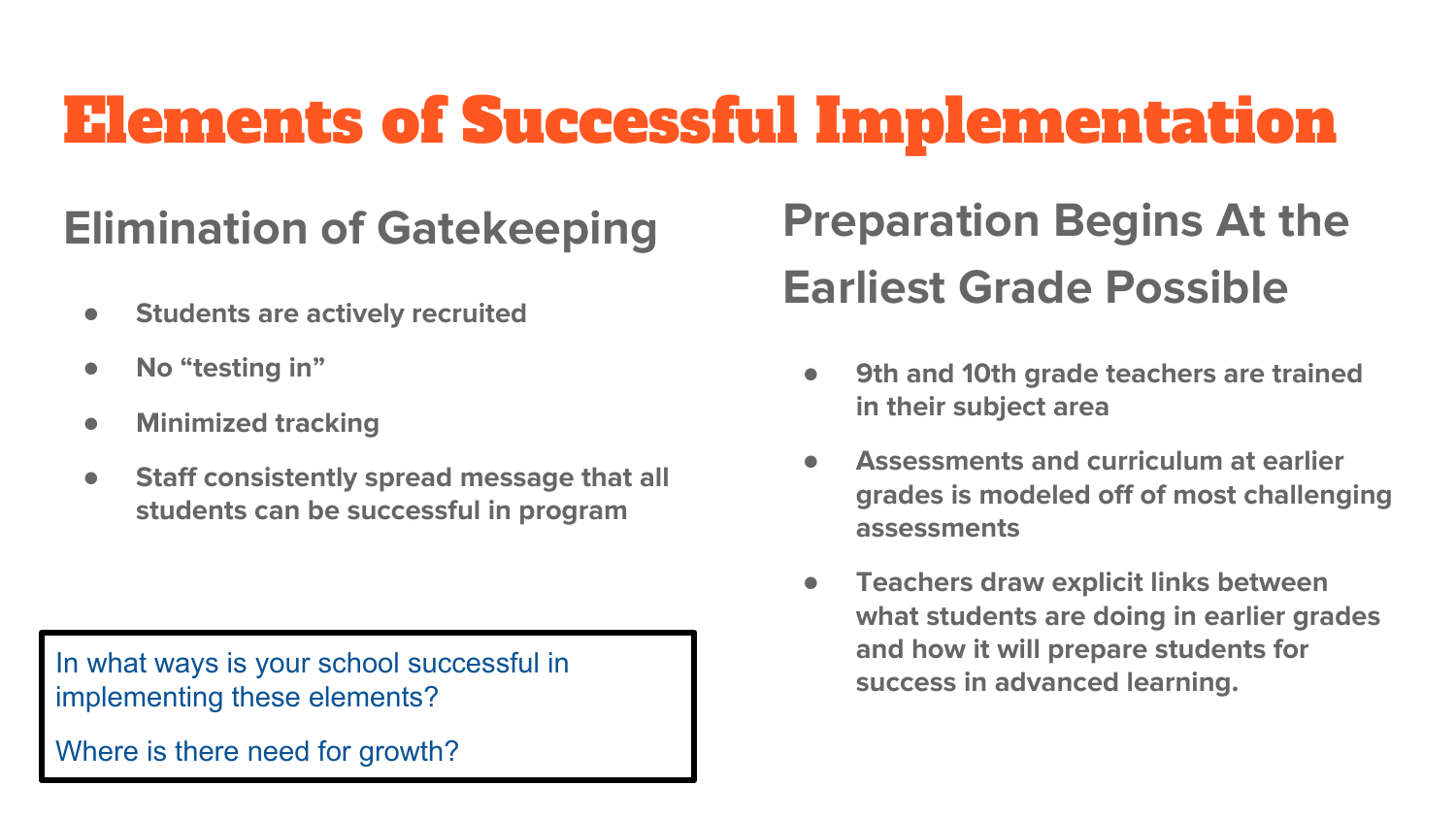# Elements of Successful Implementation

## Elimination of Gatekeeping

- Students are actively recruited
- No "testing in"
- Minimized tracking
- Staff consistently spread message that all students can be successful in program

## Preparation Begins At the Earliest Grade Possible

- 9th and 10th grade teachers are trained in their subject area
- Assessments and curriculum at earlier grades is modeled off of most challenging assessments
- Teachers draw explicit links between what students are doing in earlier grades and how it will prepare students for success in advanced learning.

In what ways is your school successful in implementing these elements?

Where is there need for growth?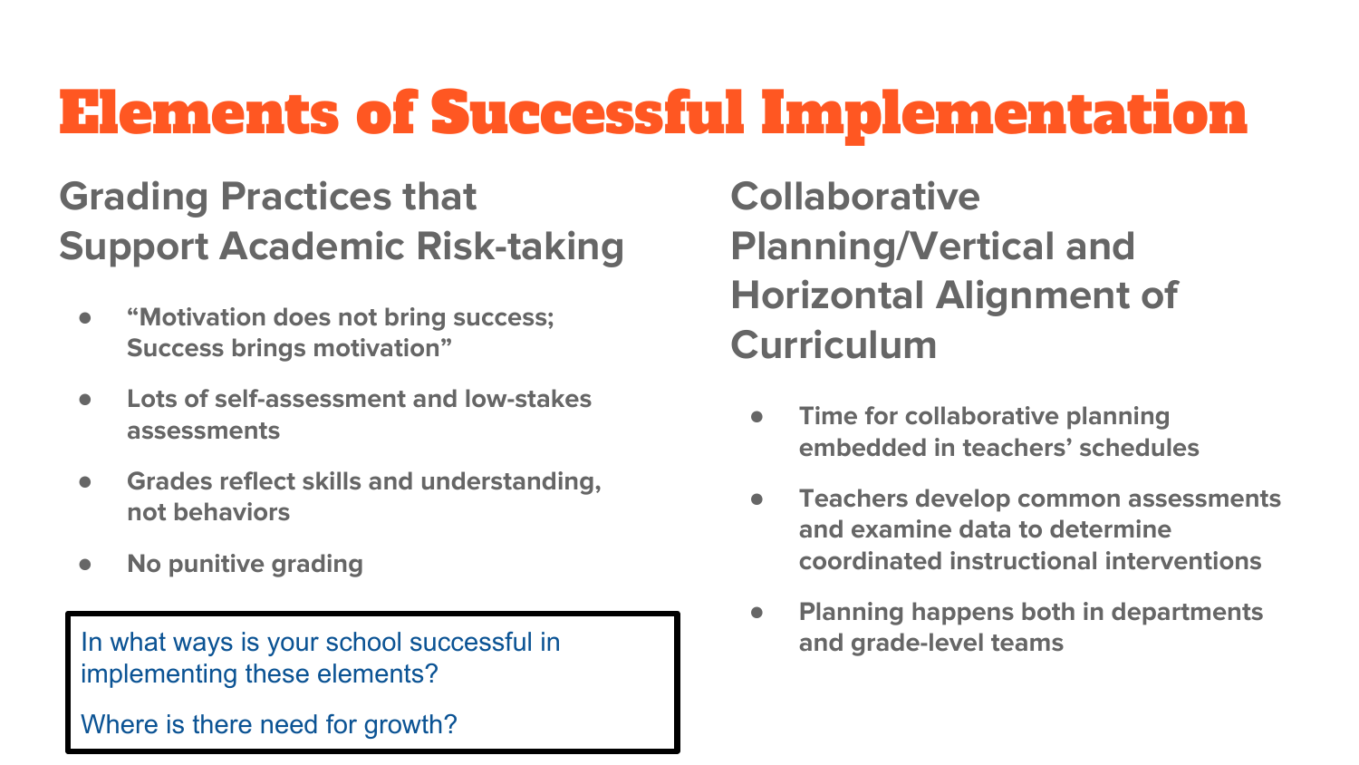# Elements of Successful Implementation

## Grading Practices that Support Academic Risk-taking

- **"Motivation does not bring success; Success brings motivation"**
- **Lots of self-assessment and low-stakes assessments**
- **Grades reflect skills and understanding, not behaviors**
- **No punitive grading**

In what ways is your school successful in implementing these elements?

Where is there need for growth?

## Collaborative Planning/Vertical and Horizontal Alignment of Curriculum

- **Time for collaborative planning embedded in teachers' schedules**
- **Teachers develop common assessments and examine data to determine coordinated instructional interventions**
- **Planning happens both in departments and grade-level teams**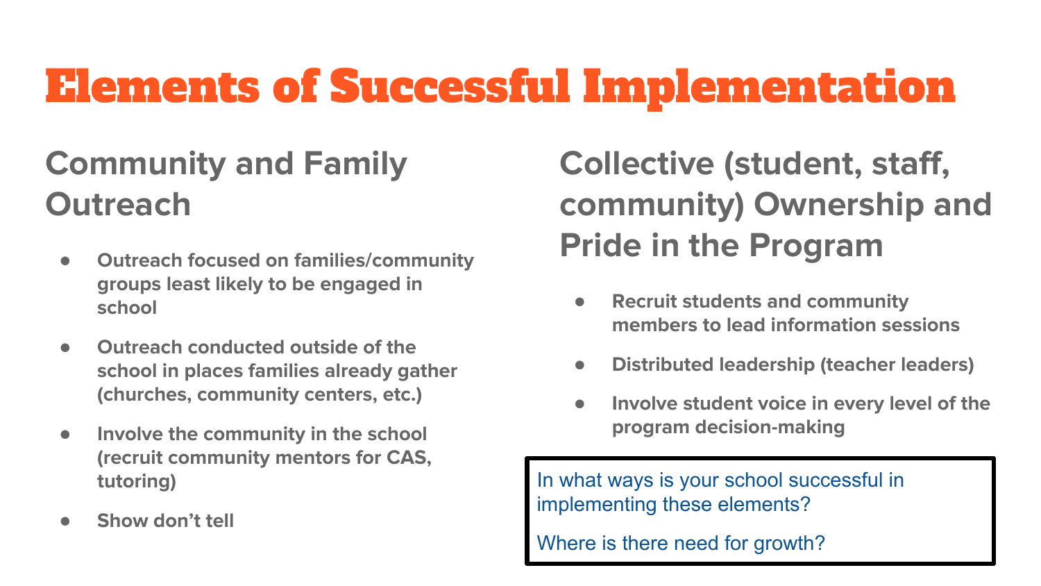# Elements of Successful Implementation

## Community and Family Outreach

- **Outreach focused on families/community groups least likely to be engaged in school**
- **Outreach conducted outside of the school in places families already gather (churches, community centers, etc.)**
- **Involve the community in the school (recruit community mentors for CAS, tutoring)**
- **Show don't tell**

## Collective (student, staff, community) Ownership and Pride in the Program

- **Recruit students and community members to lead information sessions**
- **Distributed leadership (teacher leaders)**
- **Involve student voice in every level of the program decision-making**

In what ways is your school successful in implementing these elements?

Where is there need for growth?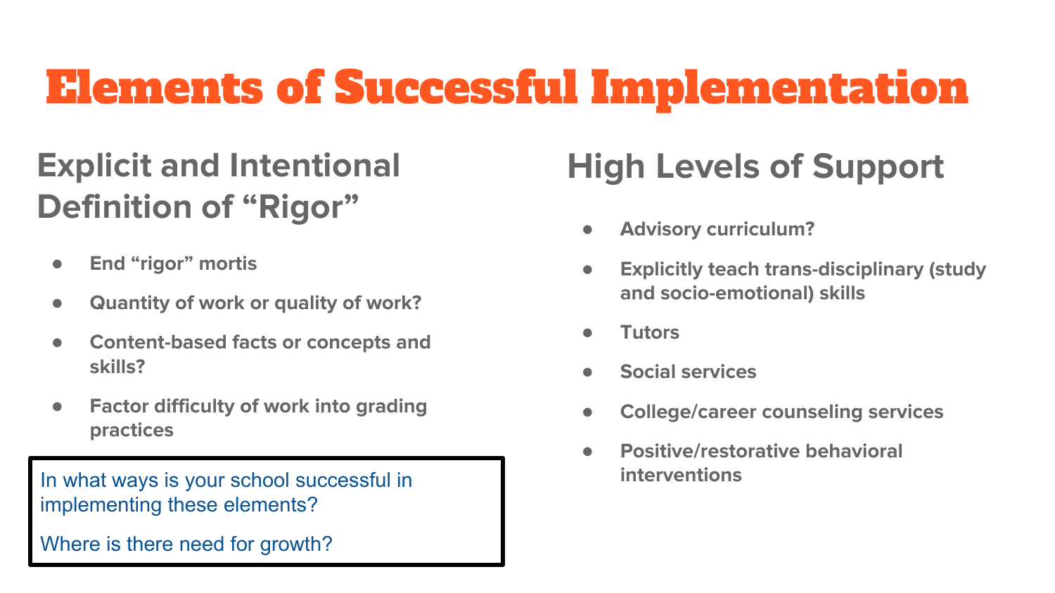# Elements of Successful Implementation

## Explicit and Intentional Definition of “Rigor”

- End “rigor” mortis
- Quantity of work or quality of work?
- Content-based facts or concepts and skills?
- Factor difficulty of work into grading practices

In what ways is your school successful in implementing these elements?

Where is there need for growth?

## High Levels of Support

- Advisory curriculum?
- Explicitly teach trans-disciplinary (study and socio-emotional) skills
- Tutors
- Social services
- College/career counseling services
- Positive/restorative behavioral interventions